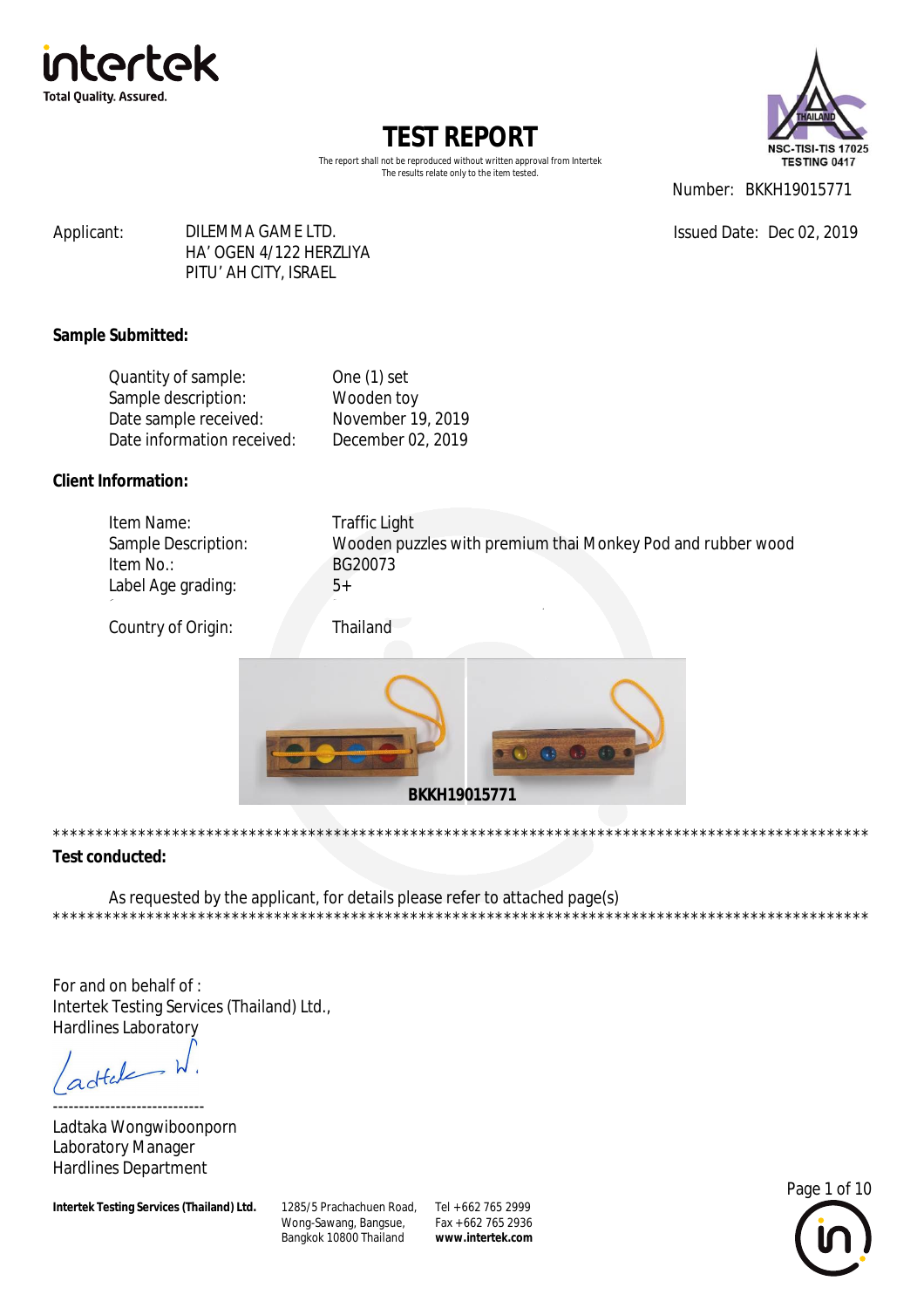intertek
Total Quality. Assured.

# TEST REPORT

The report shall not be reproduced without written approval from Intertek
The results relate only to the item tested.

NSC-TISI-TIS 17025
TESTING 0417

Number: BKKH19015771

Applicant: DILEMMA GAME LTD.
HA' OGEN 4/122 HERZLIYA
PITU' AH CITY, ISRAEL

Issued Date: Dec 02, 2019

**Sample Submitted:**

| | |
|---|---|
| Quantity of sample: | One (1) set |
| Sample description: | Wooden toy |
| Date sample received: | November 19, 2019 |
| Date information received: | December 02, 2019 |

**Client Information:**

| | |
|---|---|
| Item Name: | Traffic Light |
| Sample Description: | Wooden puzzles with premium thai Monkey Pod and rubber wood |
| Item No.: | BG20073 |
| Label Age grading: | 5+ |
| Country of Origin: | Thailand |

BKKH19015771

*********************************************************************************************

**Test conducted:**

As requested by the applicant, for details please refer to attached page(s)

*********************************************************************************************

For and on behalf of :
Intertek Testing Services (Thailand) Ltd.,
Hardlines Laboratory

-----------------------------
Ladtaka Wongwiboonporn
Laboratory Manager
Hardlines Department

**Intertek Testing Services (Thailand) Ltd.** 1285/5 Prachachuen Road, Wong-Sawang, Bangsue, Bangkok 10800 Thailand Tel +662 765 2999 Fax +662 765 2936 **www.intertek.com**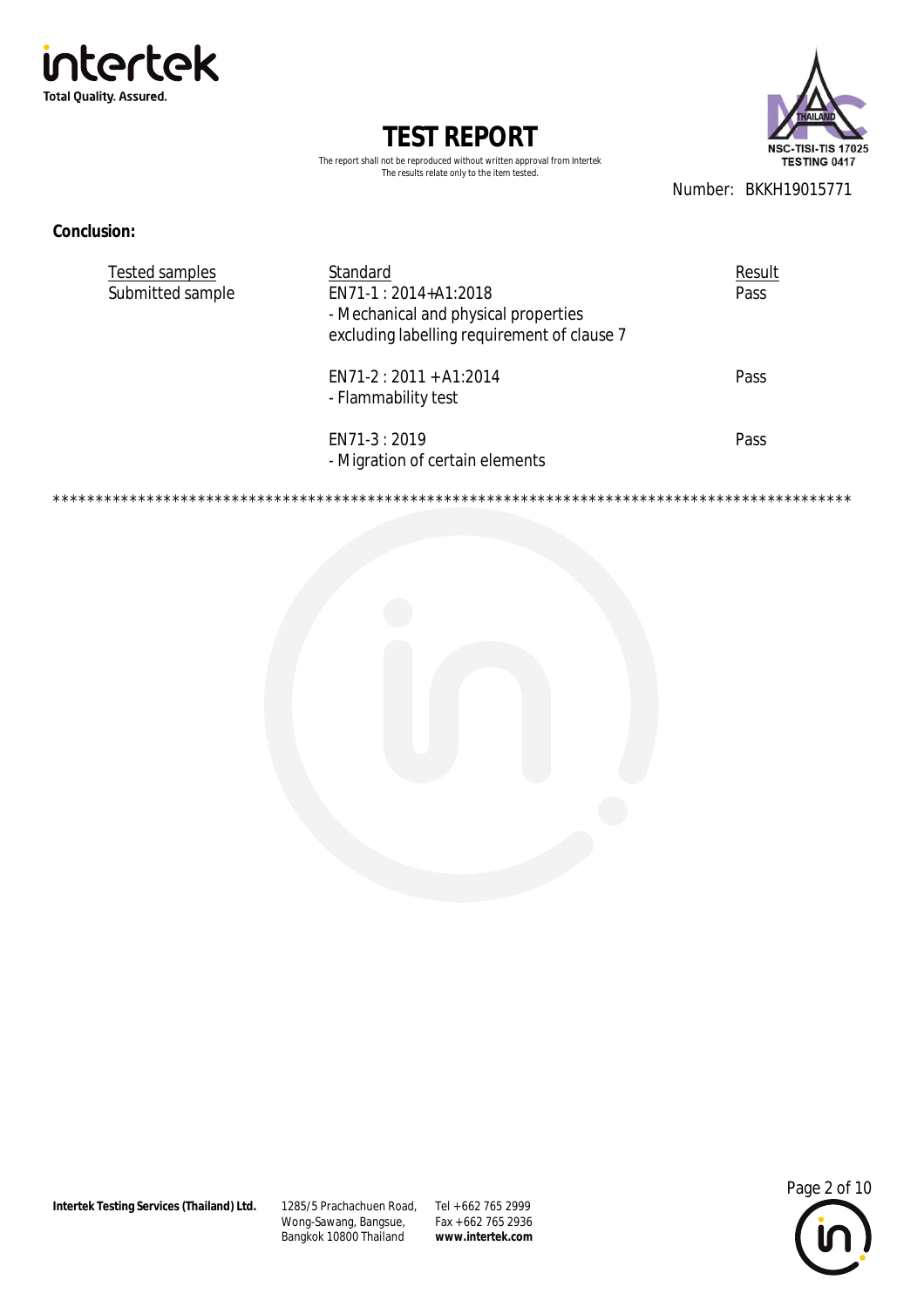# TEST REPORT

The report shall not be reproduced without written approval from Intertek
The results relate only to the item tested.

Number: BKKH19015771

**Conclusion:**

| Tested samples | Standard | Result |
|---|---|---|
| Submitted sample | EN71-1 : 2014+A1:2018<br>- Mechanical and physical properties excluding labelling requirement of clause 7 | Pass |
| | EN71-2 : 2011 + A1:2014<br>- Flammability test | Pass |
| | EN71-3 : 2019<br>- Migration of certain elements | Pass |

***************************************************************************************************

**Intertek Testing Services (Thailand) Ltd.** 1285/5 Prachachuen Road, Wong-Sawang, Bangsue, Bangkok 10800 Thailand Tel +662 765 2999 Fax +662 765 2936 **www.intertek.com**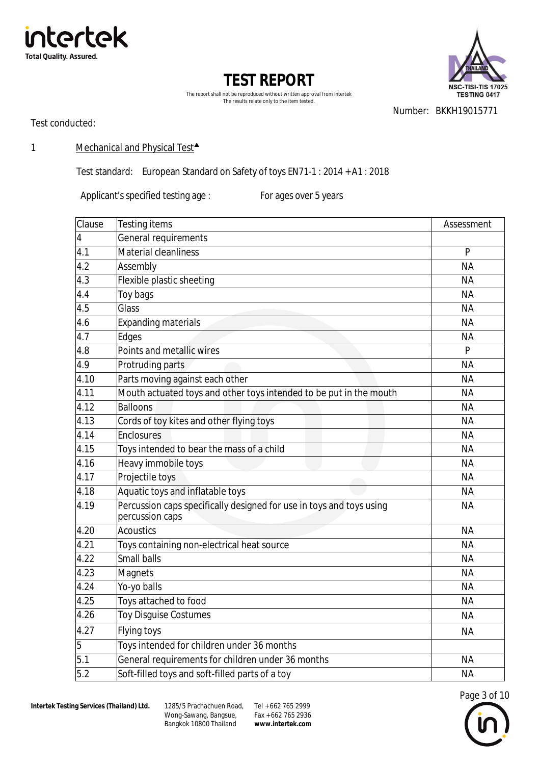# TEST REPORT

The report shall not be reproduced without written approval from Intertek
The results relate only to the item tested.

Number: BKKH19015771

Test conducted:

1 Mechanical and Physical Test▲

Test standard: European Standard on Safety of toys EN71-1 : 2014 + A1 : 2018

Applicant's specified testing age : For ages over 5 years

| Clause | Testing items | Assessment |
|---|---|---|
| 4 | General requirements | |
| 4.1 | Material cleanliness | P |
| 4.2 | Assembly | NA |
| 4.3 | Flexible plastic sheeting | NA |
| 4.4 | Toy bags | NA |
| 4.5 | Glass | NA |
| 4.6 | Expanding materials | NA |
| 4.7 | Edges | NA |
| 4.8 | Points and metallic wires | P |
| 4.9 | Protruding parts | NA |
| 4.10 | Parts moving against each other | NA |
| 4.11 | Mouth actuated toys and other toys intended to be put in the mouth | NA |
| 4.12 | Balloons | NA |
| 4.13 | Cords of toy kites and other flying toys | NA |
| 4.14 | Enclosures | NA |
| 4.15 | Toys intended to bear the mass of a child | NA |
| 4.16 | Heavy immobile toys | NA |
| 4.17 | Projectile toys | NA |
| 4.18 | Aquatic toys and inflatable toys | NA |
| 4.19 | Percussion caps specifically designed for use in toys and toys using percussion caps | NA |
| 4.20 | Acoustics | NA |
| 4.21 | Toys containing non-electrical heat source | NA |
| 4.22 | Small balls | NA |
| 4.23 | Magnets | NA |
| 4.24 | Yo-yo balls | NA |
| 4.25 | Toys attached to food | NA |
| 4.26 | Toy Disguise Costumes | NA |
| 4.27 | Flying toys | NA |
| 5 | Toys intended for children under 36 months | |
| 5.1 | General requirements for children under 36 months | NA |
| 5.2 | Soft-filled toys and soft-filled parts of a toy | NA |

Intertek Testing Services (Thailand) Ltd. 1285/5 Prachachuen Road, Wong-Sawang, Bangsue, Bangkok 10800 Thailand Tel +662 765 2999 Fax +662 765 2936 www.intertek.com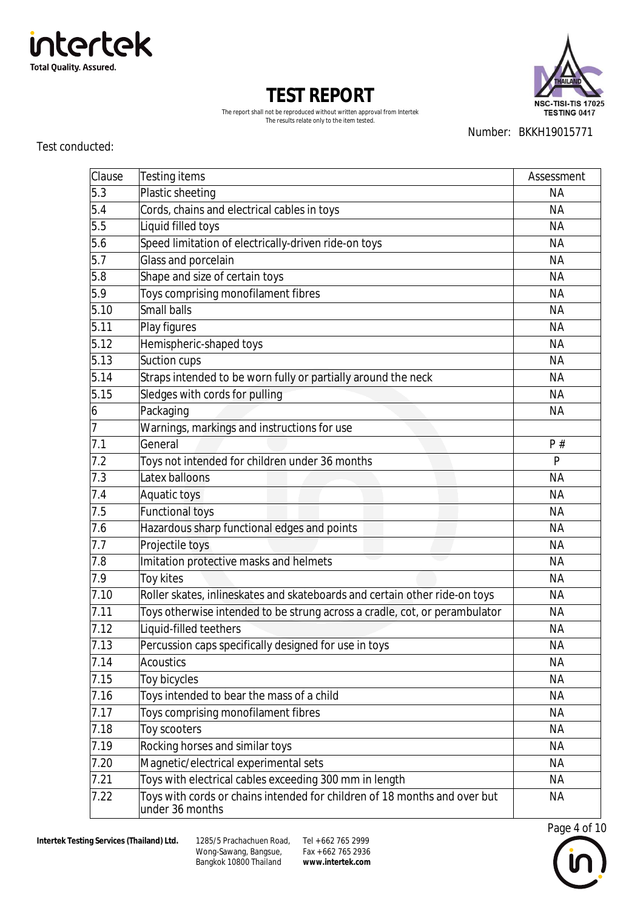# TEST REPORT

The report shall not be reproduced without written approval from Intertek
The results relate only to the item tested.

Number: BKKH19015771

Test conducted:

| Clause | Testing items | Assessment |
|---|---|---|
| 5.3 | Plastic sheeting | NA |
| 5.4 | Cords, chains and electrical cables in toys | NA |
| 5.5 | Liquid filled toys | NA |
| 5.6 | Speed limitation of electrically-driven ride-on toys | NA |
| 5.7 | Glass and porcelain | NA |
| 5.8 | Shape and size of certain toys | NA |
| 5.9 | Toys comprising monofilament fibres | NA |
| 5.10 | Small balls | NA |
| 5.11 | Play figures | NA |
| 5.12 | Hemispheric-shaped toys | NA |
| 5.13 | Suction cups | NA |
| 5.14 | Straps intended to be worn fully or partially around the neck | NA |
| 5.15 | Sledges with cords for pulling | NA |
| 6 | Packaging | NA |
| 7 | Warnings, markings and instructions for use | |
| 7.1 | General | P # |
| 7.2 | Toys not intended for children under 36 months | P |
| 7.3 | Latex balloons | NA |
| 7.4 | Aquatic toys | NA |
| 7.5 | Functional toys | NA |
| 7.6 | Hazardous sharp functional edges and points | NA |
| 7.7 | Projectile toys | NA |
| 7.8 | Imitation protective masks and helmets | NA |
| 7.9 | Toy kites | NA |
| 7.10 | Roller skates, inlineskates and skateboards and certain other ride-on toys | NA |
| 7.11 | Toys otherwise intended to be strung across a cradle, cot, or perambulator | NA |
| 7.12 | Liquid-filled teethers | NA |
| 7.13 | Percussion caps specifically designed for use in toys | NA |
| 7.14 | Acoustics | NA |
| 7.15 | Toy bicycles | NA |
| 7.16 | Toys intended to bear the mass of a child | NA |
| 7.17 | Toys comprising monofilament fibres | NA |
| 7.18 | Toy scooters | NA |
| 7.19 | Rocking horses and similar toys | NA |
| 7.20 | Magnetic/electrical experimental sets | NA |
| 7.21 | Toys with electrical cables exceeding 300 mm in length | NA |
| 7.22 | Toys with cords or chains intended for children of 18 months and over but under 36 months | NA |

**Intertek Testing Services (Thailand) Ltd.** 1285/5 Prachachuen Road, Wong-Sawang, Bangsue, Bangkok 10800 Thailand Tel +662 765 2999 Fax +662 765 2936 **www.intertek.com**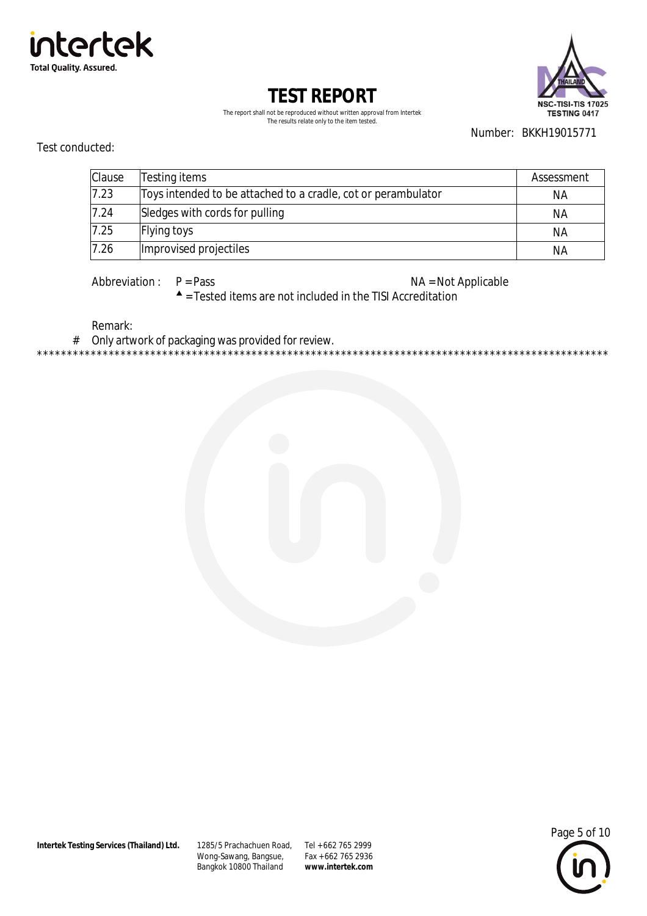# TEST REPORT

The report shall not be reproduced without written approval from Intertek
The results relate only to the item tested.

Number: BKKH19015771

Test conducted:

| Clause | Testing items | Assessment |
|---|---|---|
| 7.23 | Toys intended to be attached to a cradle, cot or perambulator | NA |
| 7.24 | Sledges with cords for pulling | NA |
| 7.25 | Flying toys | NA |
| 7.26 | Improvised projectiles | NA |

Abbreviation : P = Pass NA = Not Applicable

▲ = Tested items are not included in the TISI Accreditation

Remark:

\# Only artwork of packaging was provided for review.

****************************************************************************************************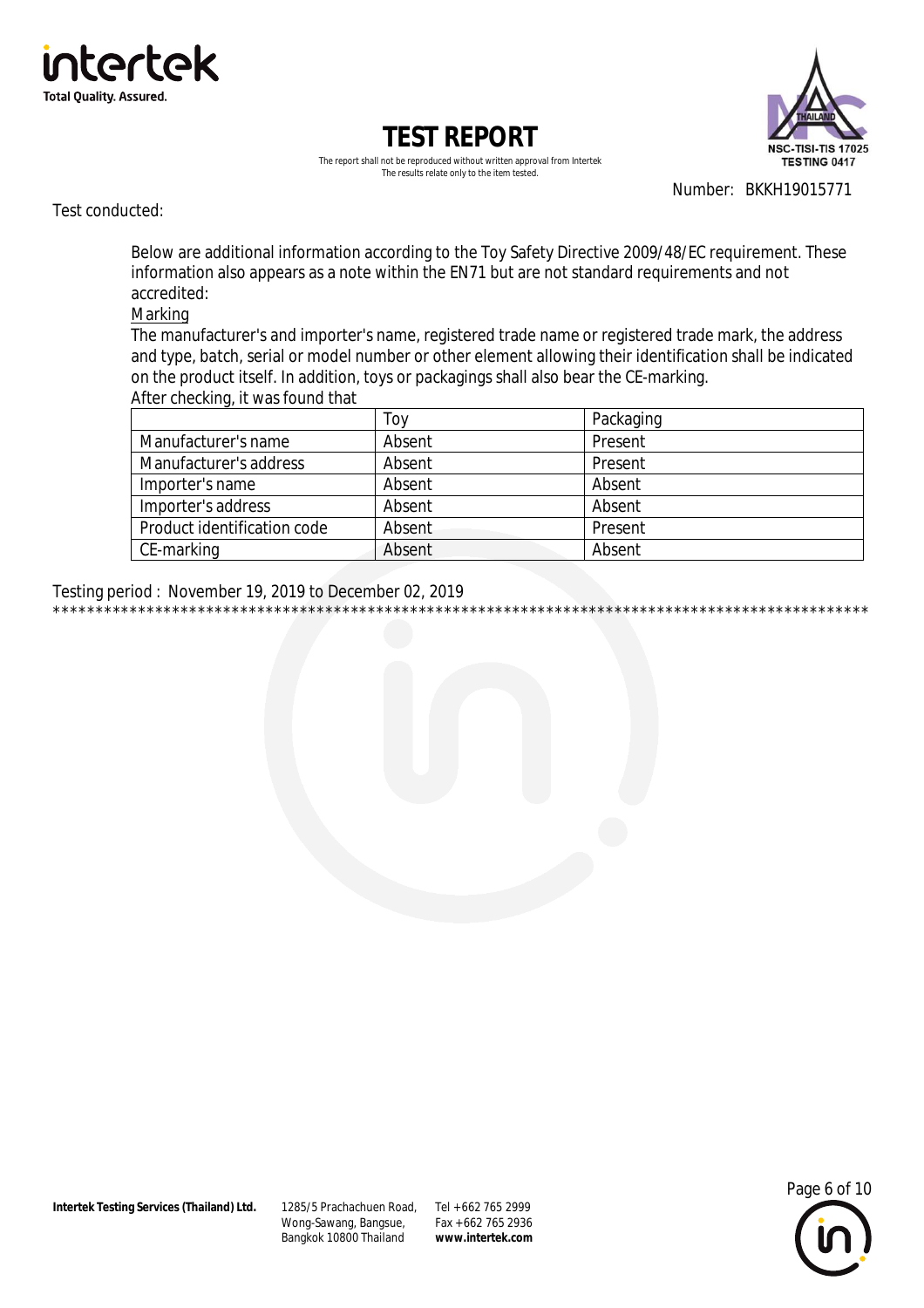# TEST REPORT

The report shall not be reproduced without written approval from Intertek
The results relate only to the item tested.

Number: BKKH19015771

Test conducted:

Below are additional information according to the Toy Safety Directive 2009/48/EC requirement. These information also appears as a note within the EN71 but are not standard requirements and not accredited:

Marking

The manufacturer's and importer's name, registered trade name or registered trade mark, the address and type, batch, serial or model number or other element allowing their identification shall be indicated on the product itself. In addition, toys or packagings shall also bear the CE-marking.

After checking, it was found that

| | Toy | Packaging |
|---|---|---|
| Manufacturer's name | Absent | Present |
| Manufacturer's address | Absent | Present |
| Importer's name | Absent | Absent |
| Importer's address | Absent | Absent |
| Product identification code | Absent | Present |
| CE-marking | Absent | Absent |

Testing period : November 19, 2019 to December 02, 2019

****************************************************************************************************

**Intertek Testing Services (Thailand) Ltd.** 1285/5 Prachachuen Road, Wong-Sawang, Bangsue, Bangkok 10800 Thailand Tel +662 765 2999 Fax +662 765 2936 **www.intertek.com**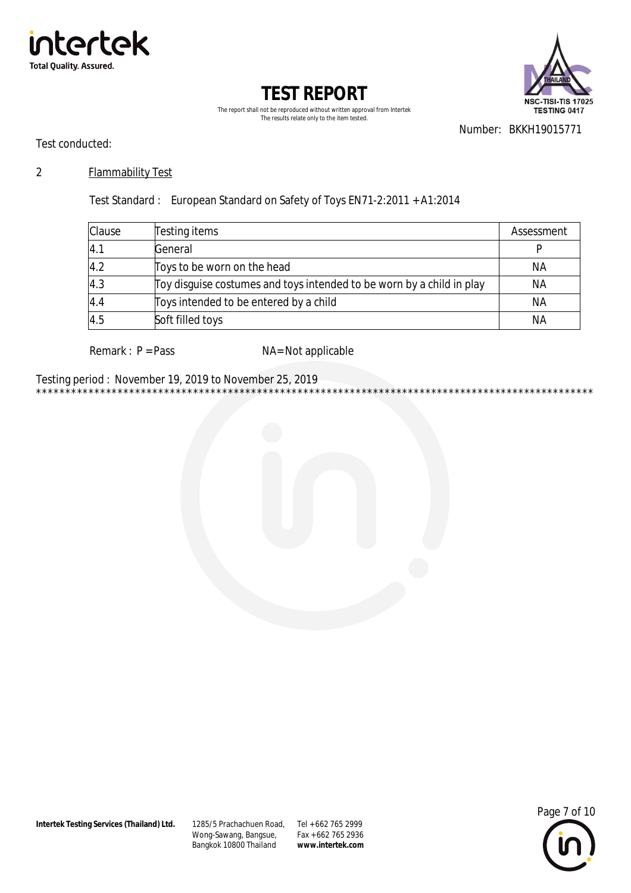# TEST REPORT

The report shall not be reproduced without written approval from Intertek
The results relate only to the item tested.

Number: BKKH19015771

Test conducted:

## 2 Flammability Test

Test Standard : European Standard on Safety of Toys EN71-2:2011 + A1:2014

| Clause | Testing items | Assessment |
|---|---|---|
| 4.1 | General | P |
| 4.2 | Toys to be worn on the head | NA |
| 4.3 | Toy disguise costumes and toys intended to be worn by a child in play | NA |
| 4.4 | Toys intended to be entered by a child | NA |
| 4.5 | Soft filled toys | NA |

Remark : P = Pass NA= Not applicable

Testing period : November 19, 2019 to November 25, 2019

****************************************************************************************************

**Intertek Testing Services (Thailand) Ltd.** 1285/5 Prachachuen Road, Wong-Sawang, Bangsue, Bangkok 10800 Thailand Tel +662 765 2999 Fax +662 765 2936 **www.intertek.com**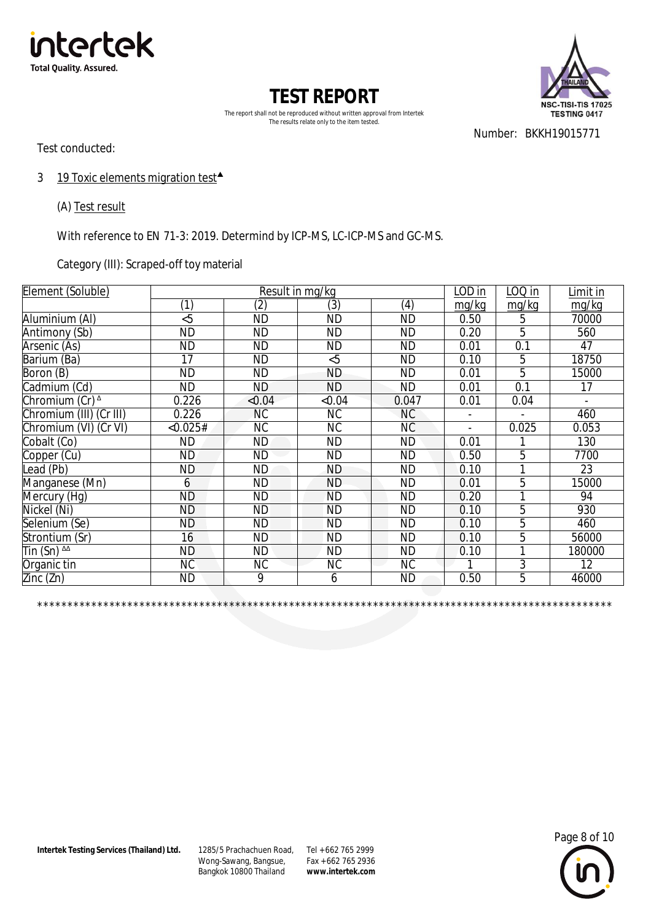# TEST REPORT

The report shall not be reproduced without written approval from Intertek
The results relate only to the item tested.

Number: BKKH19015771

Test conducted:

3 19 Toxic elements migration test▲

(A) Test result

With reference to EN 71-3: 2019. Determind by ICP-MS, LC-ICP-MS and GC-MS.

Category (III): Scraped-off toy material

| Element (Soluble) | Result in mg/kg | | | | LOD in mg/kg | LOQ in mg/kg | Limit in mg/kg |
|---|---|---|---|---|---|---|---|
| | (1) | (2) | (3) | (4) | | | |
| Aluminium (Al) | <5 | ND | ND | ND | 0.50 | 5 | 70000 |
| Antimony (Sb) | ND | ND | ND | ND | 0.20 | 5 | 560 |
| Arsenic (As) | ND | ND | ND | ND | 0.01 | 0.1 | 47 |
| Barium (Ba) | 17 | ND | <5 | ND | 0.10 | 5 | 18750 |
| Boron (B) | ND | ND | ND | ND | 0.01 | 5 | 15000 |
| Cadmium (Cd) | ND | ND | ND | ND | 0.01 | 0.1 | 17 |
| Chromium (Cr) Δ | 0.226 | <0.04 | <0.04 | 0.047 | 0.01 | 0.04 | - |
| Chromium (III) (Cr III) | 0.226 | NC | NC | NC | - | - | 460 |
| Chromium (VI) (Cr VI) | <0.025# | NC | NC | NC | - | 0.025 | 0.053 |
| Cobalt (Co) | ND | ND | ND | ND | 0.01 | 1 | 130 |
| Copper (Cu) | ND | ND | ND | ND | 0.50 | 5 | 7700 |
| Lead (Pb) | ND | ND | ND | ND | 0.10 | 1 | 23 |
| Manganese (Mn) | 6 | ND | ND | ND | 0.01 | 5 | 15000 |
| Mercury (Hg) | ND | ND | ND | ND | 0.20 | 1 | 94 |
| Nickel (Ni) | ND | ND | ND | ND | 0.10 | 5 | 930 |
| Selenium (Se) | ND | ND | ND | ND | 0.10 | 5 | 460 |
| Strontium (Sr) | 16 | ND | ND | ND | 0.10 | 5 | 56000 |
| Tin (Sn) ΔΔ | ND | ND | ND | ND | 0.10 | 1 | 180000 |
| Organic tin | NC | NC | NC | NC | 1 | 3 | 12 |
| Zinc (Zn) | ND | 9 | 6 | ND | 0.50 | 5 | 46000 |

****************************************************************************************************

**Intertek Testing Services (Thailand) Ltd.** 1285/5 Prachachuen Road, Wong-Sawang, Bangsue, Bangkok 10800 Thailand Tel +662 765 2999 Fax +662 765 2936 **www.intertek.com**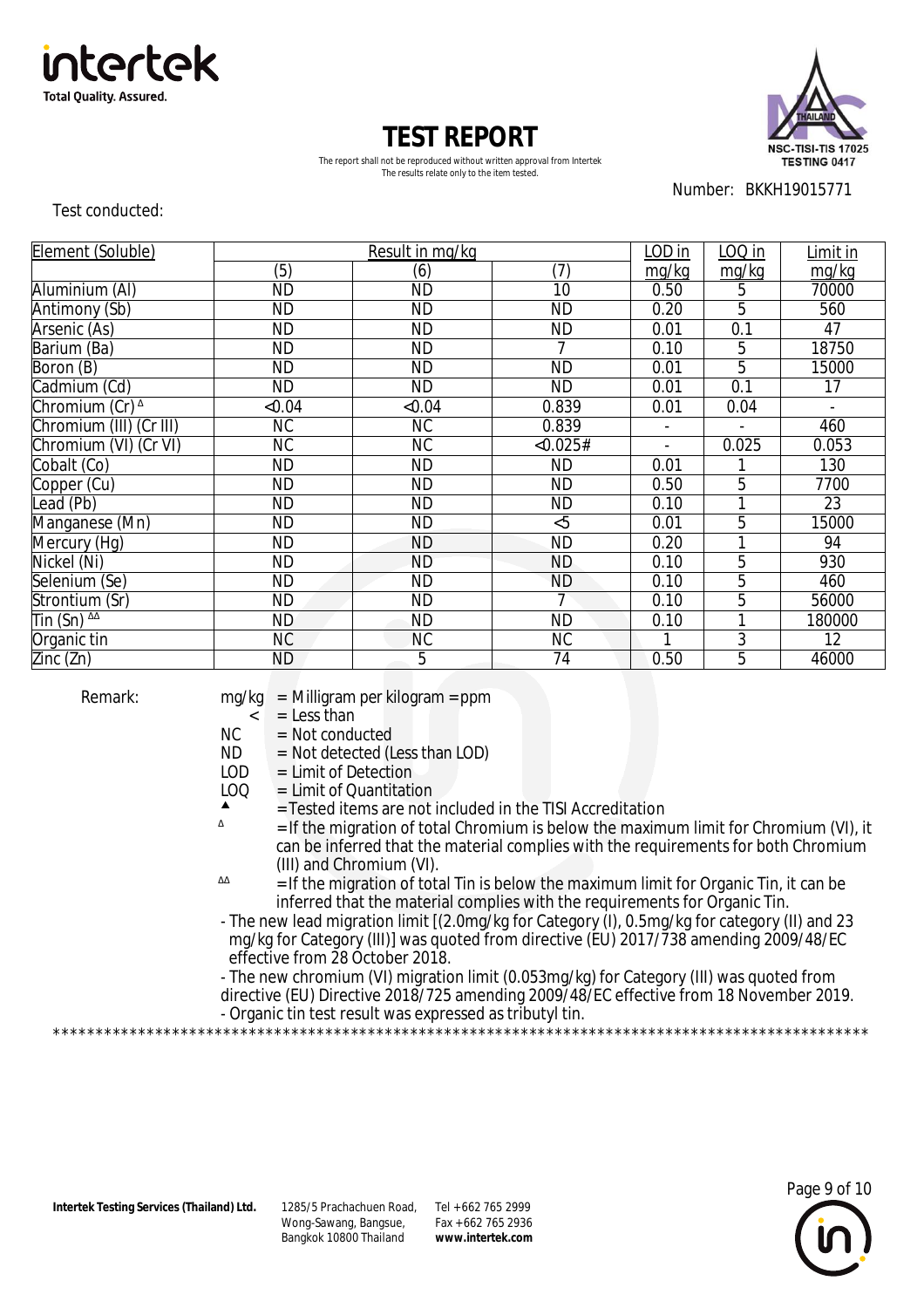# TEST REPORT

The report shall not be reproduced without written approval from Intertek
The results relate only to the item tested.

Number: BKKH19015771

Test conducted:

| Element (Soluble) | Result in mg/kg | | | LOD in mg/kg | LOQ in mg/kg | Limit in mg/kg |
|---|---|---|---|---|---|---|
| | (5) | (6) | (7) | | | |
| Aluminium (Al) | ND | ND | 10 | 0.50 | 5 | 70000 |
| Antimony (Sb) | ND | ND | ND | 0.20 | 5 | 560 |
| Arsenic (As) | ND | ND | ND | 0.01 | 0.1 | 47 |
| Barium (Ba) | ND | ND | 7 | 0.10 | 5 | 18750 |
| Boron (B) | ND | ND | ND | 0.01 | 5 | 15000 |
| Cadmium (Cd) | ND | ND | ND | 0.01 | 0.1 | 17 |
| Chromium (Cr) ^Δ | <0.04 | <0.04 | 0.839 | 0.01 | 0.04 | - |
| Chromium (III) (Cr III) | NC | NC | 0.839 | - | - | 460 |
| Chromium (VI) (Cr VI) | NC | NC | <0.025# | - | 0.025 | 0.053 |
| Cobalt (Co) | ND | ND | ND | 0.01 | 1 | 130 |
| Copper (Cu) | ND | ND | ND | 0.50 | 5 | 7700 |
| Lead (Pb) | ND | ND | ND | 0.10 | 1 | 23 |
| Manganese (Mn) | ND | ND | <5 | 0.01 | 5 | 15000 |
| Mercury (Hg) | ND | ND | ND | 0.20 | 1 | 94 |
| Nickel (Ni) | ND | ND | ND | 0.10 | 5 | 930 |
| Selenium (Se) | ND | ND | ND | 0.10 | 5 | 460 |
| Strontium (Sr) | ND | ND | 7 | 0.10 | 5 | 56000 |
| Tin (Sn) ^ΔΔ | ND | ND | ND | 0.10 | 1 | 180000 |
| Organic tin | NC | NC | NC | 1 | 3 | 12 |
| Zinc (Zn) | ND | 5 | 74 | 0.50 | 5 | 46000 |

Remark:

mg/kg = Milligram per kilogram = ppm
< = Less than
NC = Not conducted
ND = Not detected (Less than LOD)
LOD = Limit of Detection
LOQ = Limit of Quantitation
▲ = Tested items are not included in the TISI Accreditation
Δ = If the migration of total Chromium is below the maximum limit for Chromium (VI), it can be inferred that the material complies with the requirements for both Chromium (III) and Chromium (VI).
ΔΔ = If the migration of total Tin is below the maximum limit for Organic Tin, it can be inferred that the material complies with the requirements for Organic Tin.

- The new lead migration limit [(2.0mg/kg for Category (I), 0.5mg/kg for category (II) and 23 mg/kg for Category (III)] was quoted from directive (EU) 2017/738 amending 2009/48/EC effective from 28 October 2018.
- The new chromium (VI) migration limit (0.053mg/kg) for Category (III) was quoted from directive (EU) Directive 2018/725 amending 2009/48/EC effective from 18 November 2019.
- Organic tin test result was expressed as tributyl tin.

\*\*\*\*\*\*\*\*\*\*\*\*\*\*\*\*\*\*\*\*\*\*\*\*\*\*\*\*\*\*\*\*\*\*\*\*\*\*\*\*\*\*\*\*\*\*\*\*\*\*\*\*\*\*\*\*\*\*\*\*\*\*\*\*\*\*\*\*\*\*\*\*\*\*\*\*\*\*\*\*\*\*\*\*\*\*\*\*\*\*\*\*\*\*\*\*\*\*\*\*

**Intertek Testing Services (Thailand) Ltd.** 1285/5 Prachachuen Road, Wong-Sawang, Bangsue, Bangkok 10800 Thailand Tel +662 765 2999 Fax +662 765 2936 **www.intertek.com**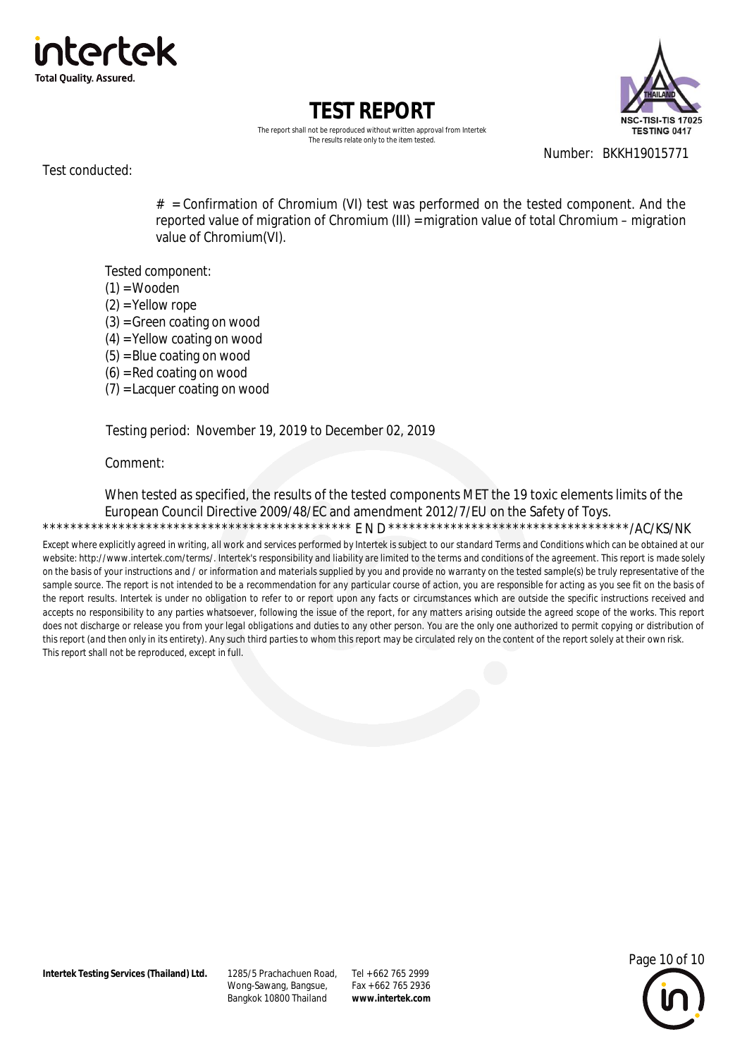# TEST REPORT

The report shall not be reproduced without written approval from Intertek
The results relate only to the item tested.

Number: BKKH19015771

Test conducted:

# = Confirmation of Chromium (VI) test was performed on the tested component. And the reported value of migration of Chromium (III) = migration value of total Chromium – migration value of Chromium(VI).

Tested component:
(1) = Wooden
(2) = Yellow rope
(3) = Green coating on wood
(4) = Yellow coating on wood
(5) = Blue coating on wood
(6) = Red coating on wood
(7) = Lacquer coating on wood

Testing period: November 19, 2019 to December 02, 2019

Comment:

When tested as specified, the results of the tested components MET the 19 toxic elements limits of the European Council Directive 2009/48/EC and amendment 2012/7/EU on the Safety of Toys.

******************************************** E N D ***********************************/AC/KS/NK

*Except where explicitly agreed in writing, all work and services performed by Intertek is subject to our standard Terms and Conditions which can be obtained at our website: http://www.intertek.com/terms/. Intertek's responsibility and liability are limited to the terms and conditions of the agreement. This report is made solely on the basis of your instructions and / or information and materials supplied by you and provide no warranty on the tested sample(s) be truly representative of the sample source. The report is not intended to be a recommendation for any particular course of action, you are responsible for acting as you see fit on the basis of the report results. Intertek is under no obligation to refer to or report upon any facts or circumstances which are outside the specific instructions received and accepts no responsibility to any parties whatsoever, following the issue of the report, for any matters arising outside the agreed scope of the works. This report does not discharge or release you from your legal obligations and duties to any other person. You are the only one authorized to permit copying or distribution of this report (and then only in its entirety). Any such third parties to whom this report may be circulated rely on the content of the report solely at their own risk. This report shall not be reproduced, except in full.*

**Intertek Testing Services (Thailand) Ltd.** 1285/5 Prachachuen Road, Wong-Sawang, Bangsue, Bangkok 10800 Thailand Tel +662 765 2999 Fax +662 765 2936 **www.intertek.com**